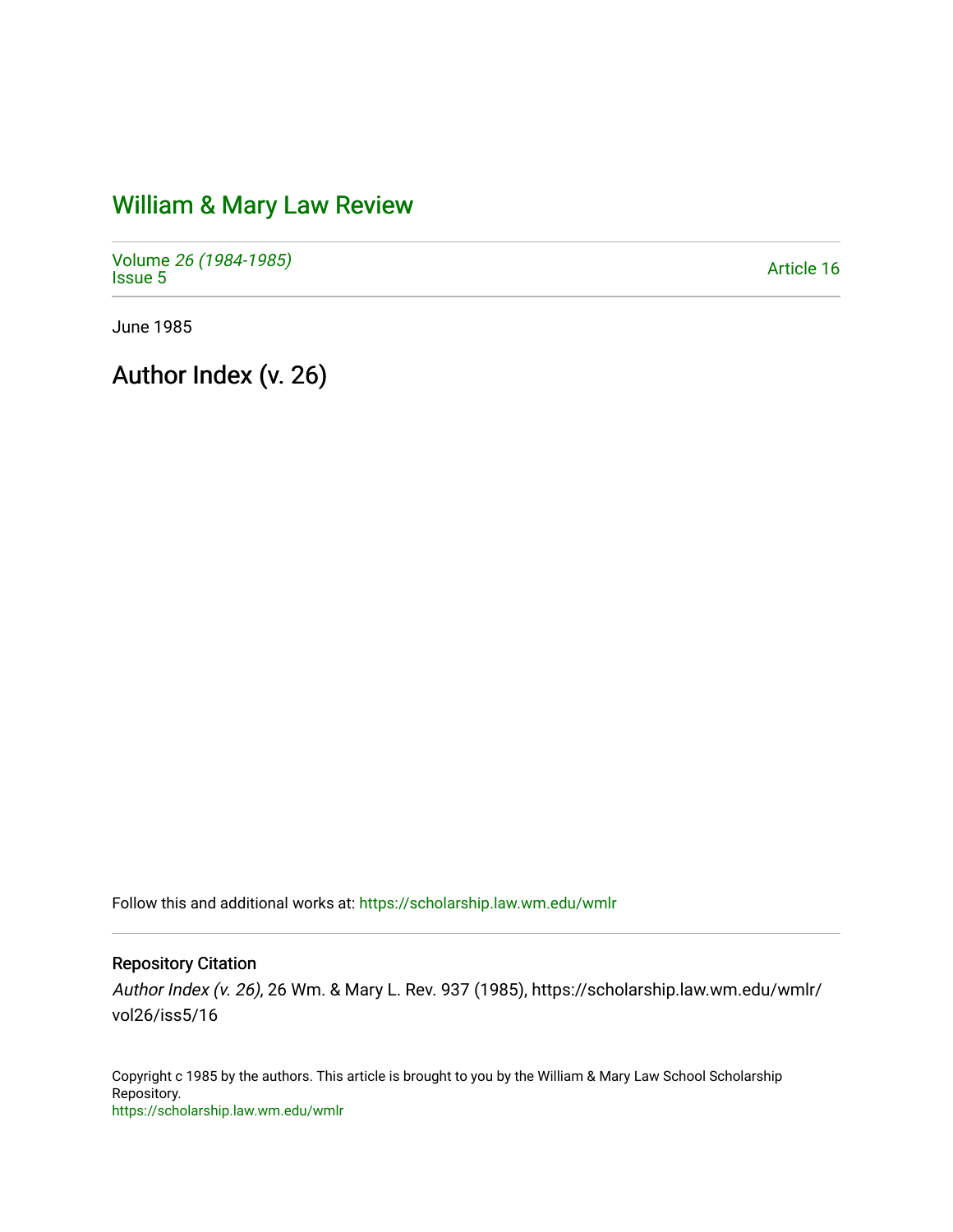# William & Mary Law Review

Volume *26 (1984-1985)*
Issue 5

Article 16

June 1985

## Author Index (v. 26)

Follow this and additional works at: https://scholarship.law.wm.edu/wmlr

### Repository Citation

*Author Index (v. 26)*, 26 Wm. & Mary L. Rev. 937 (1985), https://scholarship.law.wm.edu/wmlr/vol26/iss5/16

Copyright c 1985 by the authors. This article is brought to you by the William & Mary Law School Scholarship Repository.
https://scholarship.law.wm.edu/wmlr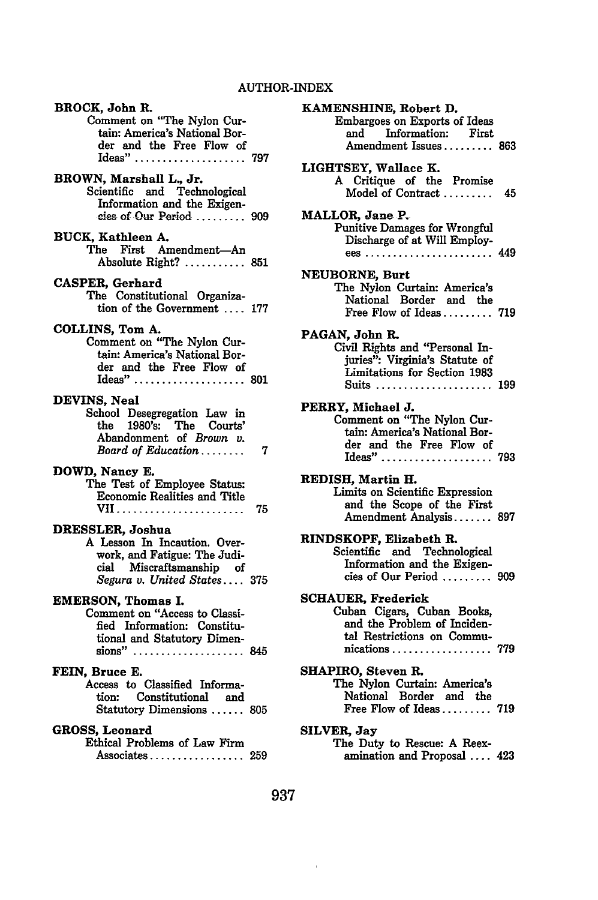# AUTHOR-INDEX

**BROCK, John R.**
Comment on "The Nylon Curtain: America's National Border and the Free Flow of Ideas" .................... 797

**BROWN, Marshall L., Jr.**
Scientific and Technological Information and the Exigencies of Our Period ......... 909

**BUCK, Kathleen A.**
The First Amendment—An Absolute Right? ........... 851

**CASPER, Gerhard**
The Constitutional Organization of the Government .... 177

**COLLINS, Tom A.**
Comment on "The Nylon Curtain: America's National Border and the Free Flow of Ideas" .................... 801

**DEVINS, Neal**
School Desegregation Law in the 1980's: The Courts' Abandonment of *Brown v. Board of Education* ........ 7

**DOWD, Nancy E.**
The Test of Employee Status: Economic Realities and Title VII ....................... 75

**DRESSLER, Joshua**
A Lesson In Incaution. Overwork, and Fatigue: The Judicial Miscraftsmanship of *Segura v. United States* .... 375

**EMERSON, Thomas I.**
Comment on "Access to Classified Information: Constitutional and Statutory Dimensions" .................... 845

**FEIN, Bruce E.**
Access to Classified Information: Constitutional and Statutory Dimensions ...... 805

**GROSS, Leonard**
Ethical Problems of Law Firm Associates ................. 259

**KAMENSHINE, Robert D.**
Embargoes on Exports of Ideas and Information: First Amendment Issues ......... 863

**LIGHTSEY, Wallace K.**
A Critique of the Promise Model of Contract ......... 45

**MALLOR, Jane P.**
Punitive Damages for Wrongful Discharge of at Will Employees ....................... 449

**NEUBORNE, Burt**
The Nylon Curtain: America's National Border and the Free Flow of Ideas ......... 719

**PAGAN, John R.**
Civil Rights and "Personal Injuries": Virginia's Statute of Limitations for Section 1983 Suits ..................... 199

**PERRY, Michael J.**
Comment on "The Nylon Curtain: America's National Border and the Free Flow of Ideas" .................... 793

**REDISH, Martin H.**
Limits on Scientific Expression and the Scope of the First Amendment Analysis ....... 897

**RINDSKOPF, Elizabeth R.**
Scientific and Technological Information and the Exigencies of Our Period ......... 909

**SCHAUER, Frederick**
Cuban Cigars, Cuban Books, and the Problem of Incidental Restrictions on Communications .................. 779

**SHAPIRO, Steven R.**
The Nylon Curtain: America's National Border and the Free Flow of Ideas ......... 719

**SILVER, Jay**
The Duty to Rescue: A Reexamination and Proposal .... 423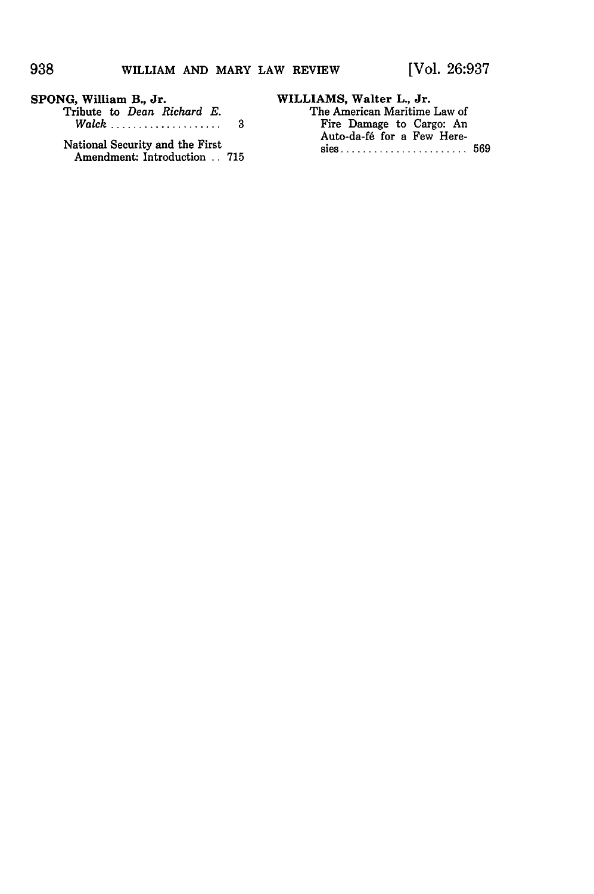**SPONG, William B., Jr.**

Tribute to *Dean Richard E. Walck* . . . . . . . . . . . . . . . . . . . . 3

National Security and the First Amendment: Introduction . . 715

**WILLIAMS, Walter L., Jr.**

The American Maritime Law of Fire Damage to Cargo: An Auto-da-fé for a Few Heresies . . . . . . . . . . . . . . . . . . . . . . . 569